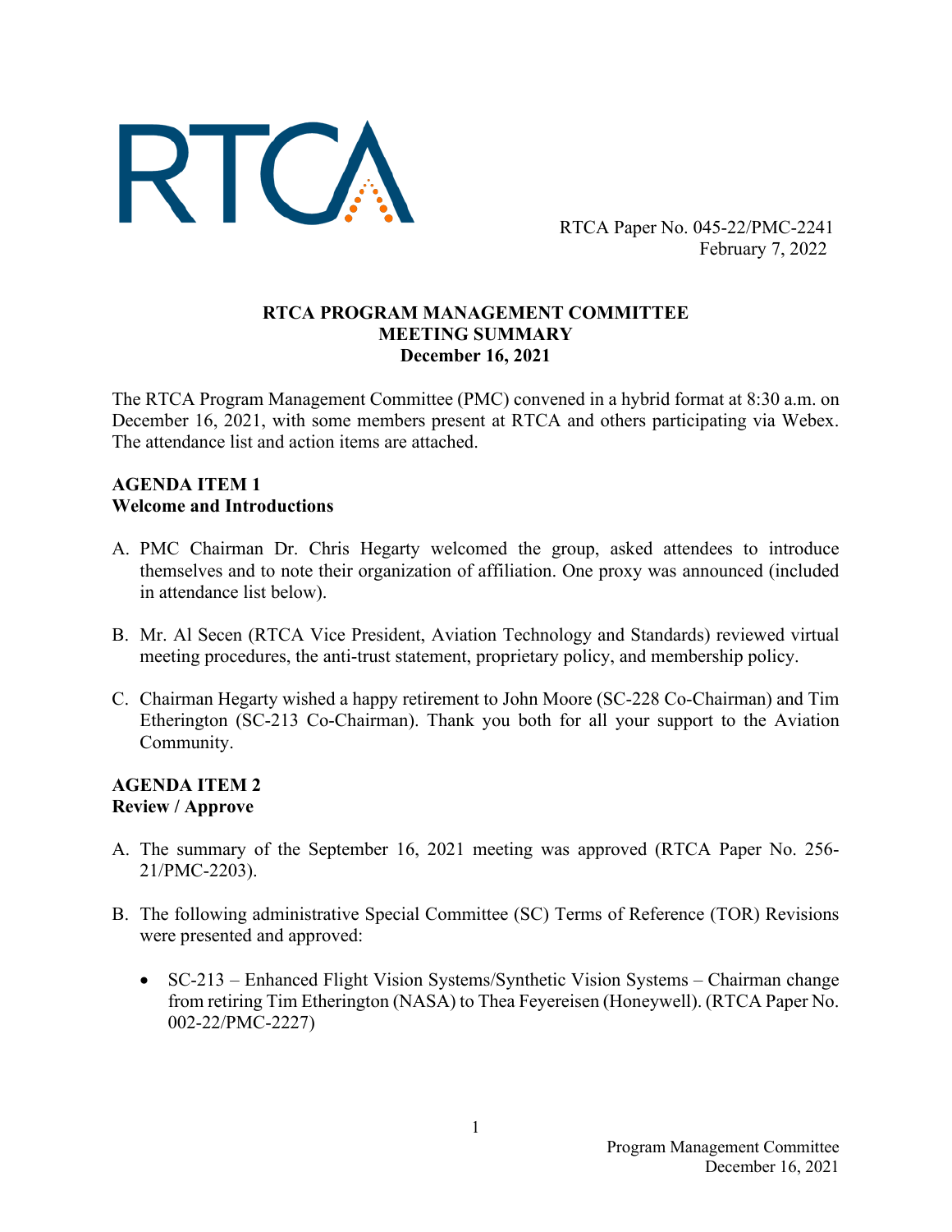RTCA

RTCA Paper No. 045-22/PMC-2241
February 7, 2022

**RTCA PROGRAM MANAGEMENT COMMITTEE**
**MEETING SUMMARY**
**December 16, 2021**

The RTCA Program Management Committee (PMC) convened in a hybrid format at 8:30 a.m. on December 16, 2021, with some members present at RTCA and others participating via Webex. The attendance list and action items are attached.

## AGENDA ITEM 1
## Welcome and Introductions

A. PMC Chairman Dr. Chris Hegarty welcomed the group, asked attendees to introduce themselves and to note their organization of affiliation. One proxy was announced (included in attendance list below).

B. Mr. Al Secen (RTCA Vice President, Aviation Technology and Standards) reviewed virtual meeting procedures, the anti-trust statement, proprietary policy, and membership policy.

C. Chairman Hegarty wished a happy retirement to John Moore (SC-228 Co-Chairman) and Tim Etherington (SC-213 Co-Chairman). Thank you both for all your support to the Aviation Community.

## AGENDA ITEM 2
## Review / Approve

A. The summary of the September 16, 2021 meeting was approved (RTCA Paper No. 256-21/PMC-2203).

B. The following administrative Special Committee (SC) Terms of Reference (TOR) Revisions were presented and approved:

- SC-213 – Enhanced Flight Vision Systems/Synthetic Vision Systems – Chairman change from retiring Tim Etherington (NASA) to Thea Feyereisen (Honeywell). (RTCA Paper No. 002-22/PMC-2227)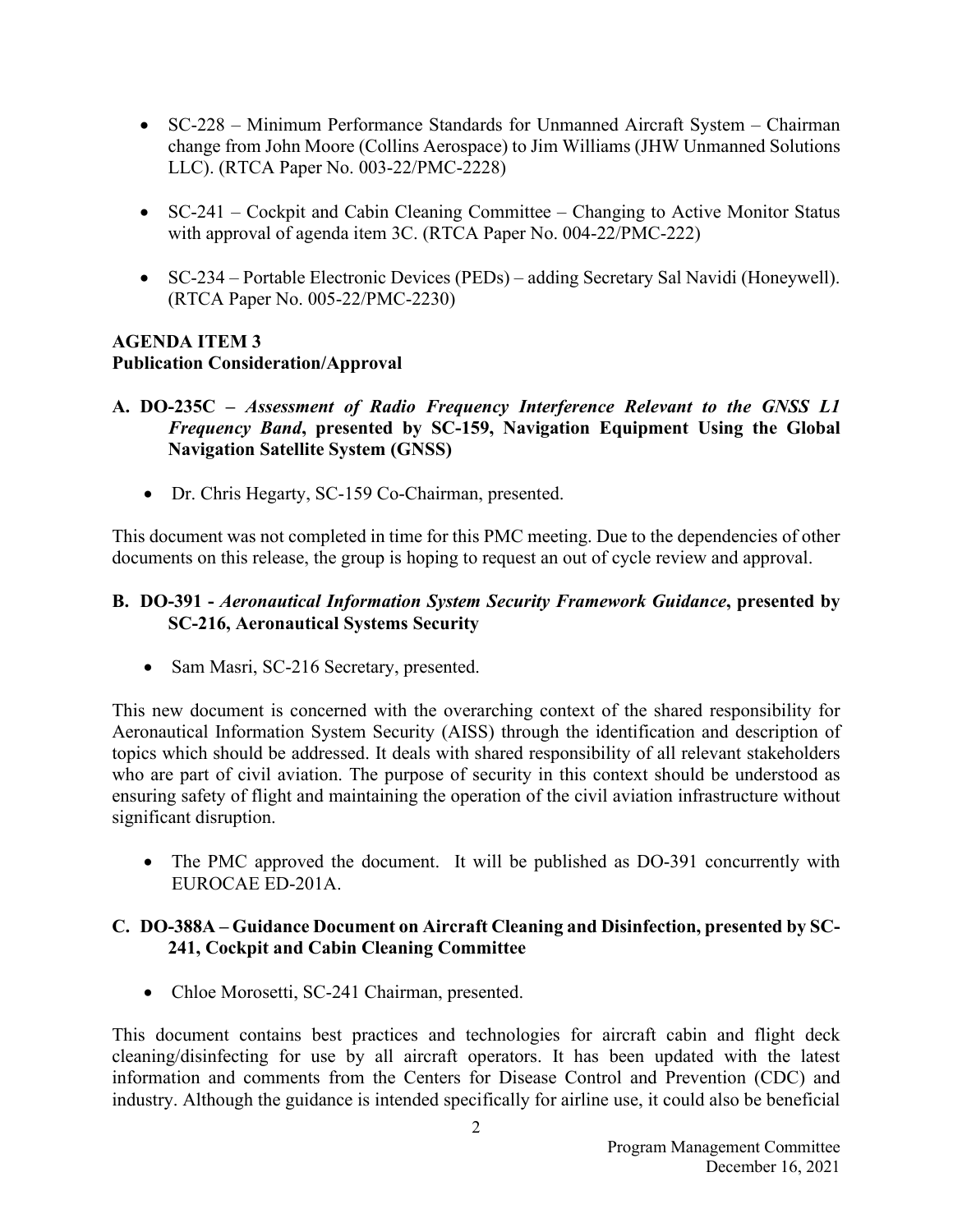- SC-228 – Minimum Performance Standards for Unmanned Aircraft System – Chairman change from John Moore (Collins Aerospace) to Jim Williams (JHW Unmanned Solutions LLC). (RTCA Paper No. 003-22/PMC-2228)

- SC-241 – Cockpit and Cabin Cleaning Committee – Changing to Active Monitor Status with approval of agenda item 3C. (RTCA Paper No. 004-22/PMC-222)

- SC-234 – Portable Electronic Devices (PEDs) – adding Secretary Sal Navidi (Honeywell). (RTCA Paper No. 005-22/PMC-2230)

**AGENDA ITEM 3**
**Publication Consideration/Approval**

**A. DO-235C –** ***Assessment of Radio Frequency Interference Relevant to the GNSS L1 Frequency Band*****, presented by SC-159, Navigation Equipment Using the Global Navigation Satellite System (GNSS)**

- Dr. Chris Hegarty, SC-159 Co-Chairman, presented.

This document was not completed in time for this PMC meeting. Due to the dependencies of other documents on this release, the group is hoping to request an out of cycle review and approval.

**B. DO-391 -** ***Aeronautical Information System Security Framework Guidance*****, presented by SC-216, Aeronautical Systems Security**

- Sam Masri, SC-216 Secretary, presented.

This new document is concerned with the overarching context of the shared responsibility for Aeronautical Information System Security (AISS) through the identification and description of topics which should be addressed. It deals with shared responsibility of all relevant stakeholders who are part of civil aviation. The purpose of security in this context should be understood as ensuring safety of flight and maintaining the operation of the civil aviation infrastructure without significant disruption.

- The PMC approved the document. It will be published as DO-391 concurrently with EUROCAE ED-201A.

**C. DO-388A – Guidance Document on Aircraft Cleaning and Disinfection, presented by SC-241, Cockpit and Cabin Cleaning Committee**

- Chloe Morosetti, SC-241 Chairman, presented.

This document contains best practices and technologies for aircraft cabin and flight deck cleaning/disinfecting for use by all aircraft operators. It has been updated with the latest information and comments from the Centers for Disease Control and Prevention (CDC) and industry. Although the guidance is intended specifically for airline use, it could also be beneficial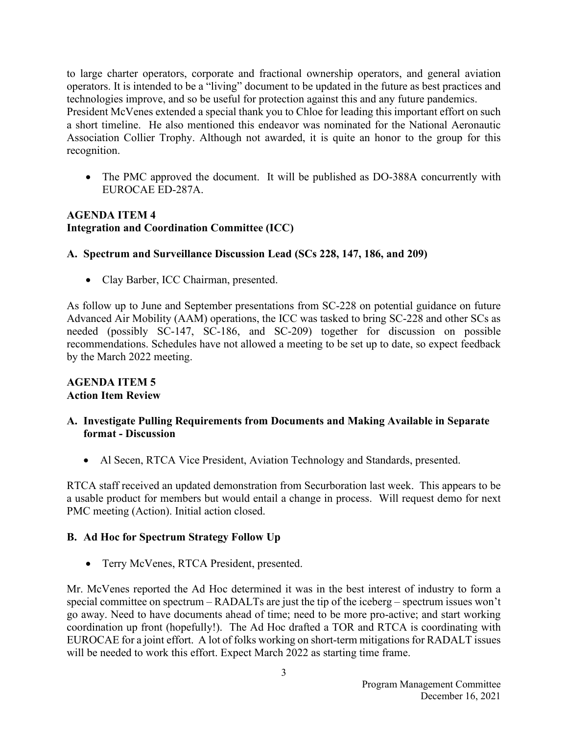to large charter operators, corporate and fractional ownership operators, and general aviation operators. It is intended to be a "living" document to be updated in the future as best practices and technologies improve, and so be useful for protection against this and any future pandemics.
President McVenes extended a special thank you to Chloe for leading this important effort on such a short timeline. He also mentioned this endeavor was nominated for the National Aeronautic Association Collier Trophy. Although not awarded, it is quite an honor to the group for this recognition.

- The PMC approved the document. It will be published as DO-388A concurrently with EUROCAE ED-287A.

## AGENDA ITEM 4
## Integration and Coordination Committee (ICC)

### A. Spectrum and Surveillance Discussion Lead (SCs 228, 147, 186, and 209)

- Clay Barber, ICC Chairman, presented.

As follow up to June and September presentations from SC-228 on potential guidance on future Advanced Air Mobility (AAM) operations, the ICC was tasked to bring SC-228 and other SCs as needed (possibly SC-147, SC-186, and SC-209) together for discussion on possible recommendations. Schedules have not allowed a meeting to be set up to date, so expect feedback by the March 2022 meeting.

## AGENDA ITEM 5
## Action Item Review

### A. Investigate Pulling Requirements from Documents and Making Available in Separate format - Discussion

- Al Secen, RTCA Vice President, Aviation Technology and Standards, presented.

RTCA staff received an updated demonstration from Securboration last week. This appears to be a usable product for members but would entail a change in process. Will request demo for next PMC meeting (Action). Initial action closed.

### B. Ad Hoc for Spectrum Strategy Follow Up

- Terry McVenes, RTCA President, presented.

Mr. McVenes reported the Ad Hoc determined it was in the best interest of industry to form a special committee on spectrum – RADALTs are just the tip of the iceberg – spectrum issues won't go away. Need to have documents ahead of time; need to be more pro-active; and start working coordination up front (hopefully!). The Ad Hoc drafted a TOR and RTCA is coordinating with EUROCAE for a joint effort. A lot of folks working on short-term mitigations for RADALT issues will be needed to work this effort. Expect March 2022 as starting time frame.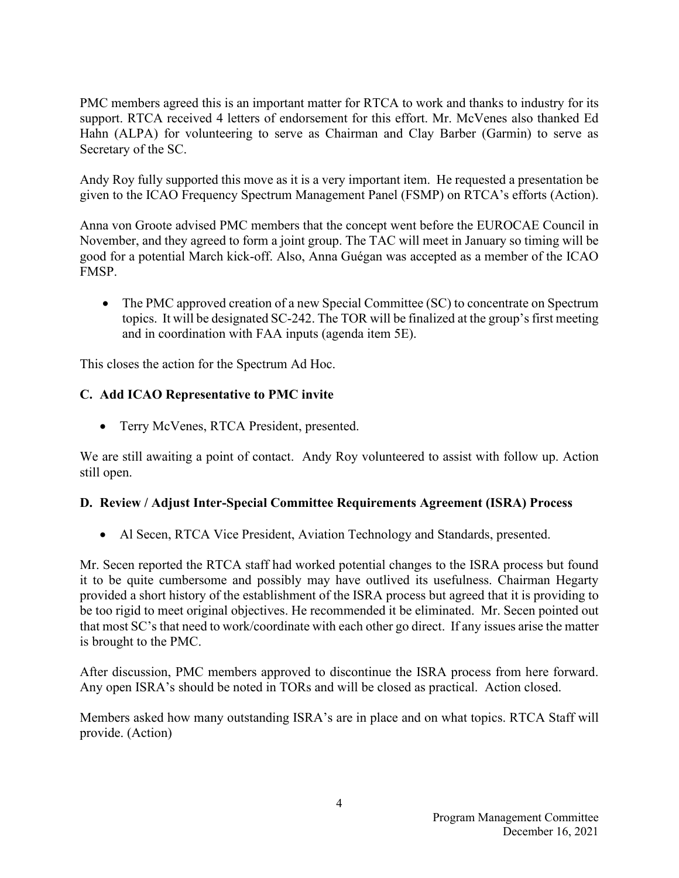PMC members agreed this is an important matter for RTCA to work and thanks to industry for its support. RTCA received 4 letters of endorsement for this effort. Mr. McVenes also thanked Ed Hahn (ALPA) for volunteering to serve as Chairman and Clay Barber (Garmin) to serve as Secretary of the SC.

Andy Roy fully supported this move as it is a very important item. He requested a presentation be given to the ICAO Frequency Spectrum Management Panel (FSMP) on RTCA's efforts (Action).

Anna von Groote advised PMC members that the concept went before the EUROCAE Council in November, and they agreed to form a joint group. The TAC will meet in January so timing will be good for a potential March kick-off. Also, Anna Guégan was accepted as a member of the ICAO FMSP.

- The PMC approved creation of a new Special Committee (SC) to concentrate on Spectrum topics. It will be designated SC-242. The TOR will be finalized at the group's first meeting and in coordination with FAA inputs (agenda item 5E).

This closes the action for the Spectrum Ad Hoc.

### C. Add ICAO Representative to PMC invite

- Terry McVenes, RTCA President, presented.

We are still awaiting a point of contact. Andy Roy volunteered to assist with follow up. Action still open.

### D. Review / Adjust Inter-Special Committee Requirements Agreement (ISRA) Process

- Al Secen, RTCA Vice President, Aviation Technology and Standards, presented.

Mr. Secen reported the RTCA staff had worked potential changes to the ISRA process but found it to be quite cumbersome and possibly may have outlived its usefulness. Chairman Hegarty provided a short history of the establishment of the ISRA process but agreed that it is providing to be too rigid to meet original objectives. He recommended it be eliminated. Mr. Secen pointed out that most SC's that need to work/coordinate with each other go direct. If any issues arise the matter is brought to the PMC.

After discussion, PMC members approved to discontinue the ISRA process from here forward. Any open ISRA's should be noted in TORs and will be closed as practical. Action closed.

Members asked how many outstanding ISRA's are in place and on what topics. RTCA Staff will provide. (Action)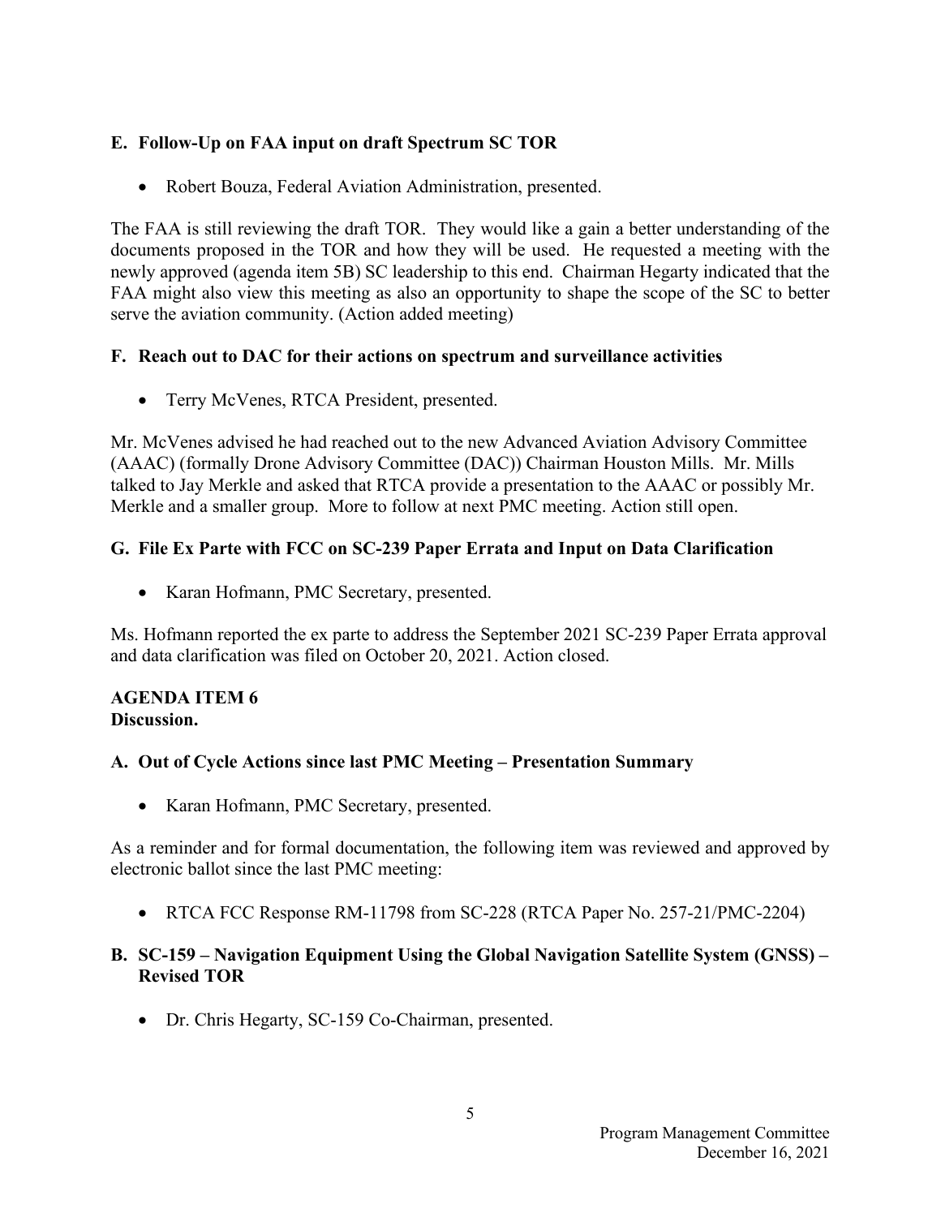### E. Follow-Up on FAA input on draft Spectrum SC TOR

- Robert Bouza, Federal Aviation Administration, presented.

The FAA is still reviewing the draft TOR. They would like a gain a better understanding of the documents proposed in the TOR and how they will be used. He requested a meeting with the newly approved (agenda item 5B) SC leadership to this end. Chairman Hegarty indicated that the FAA might also view this meeting as also an opportunity to shape the scope of the SC to better serve the aviation community. (Action added meeting)

### F. Reach out to DAC for their actions on spectrum and surveillance activities

- Terry McVenes, RTCA President, presented.

Mr. McVenes advised he had reached out to the new Advanced Aviation Advisory Committee (AAAC) (formally Drone Advisory Committee (DAC)) Chairman Houston Mills. Mr. Mills talked to Jay Merkle and asked that RTCA provide a presentation to the AAAC or possibly Mr. Merkle and a smaller group. More to follow at next PMC meeting. Action still open.

### G. File Ex Parte with FCC on SC-239 Paper Errata and Input on Data Clarification

- Karan Hofmann, PMC Secretary, presented.

Ms. Hofmann reported the ex parte to address the September 2021 SC-239 Paper Errata approval and data clarification was filed on October 20, 2021. Action closed.

## AGENDA ITEM 6
**Discussion.**

### A. Out of Cycle Actions since last PMC Meeting – Presentation Summary

- Karan Hofmann, PMC Secretary, presented.

As a reminder and for formal documentation, the following item was reviewed and approved by electronic ballot since the last PMC meeting:

- RTCA FCC Response RM-11798 from SC-228 (RTCA Paper No. 257-21/PMC-2204)

### B. SC-159 – Navigation Equipment Using the Global Navigation Satellite System (GNSS) – Revised TOR

- Dr. Chris Hegarty, SC-159 Co-Chairman, presented.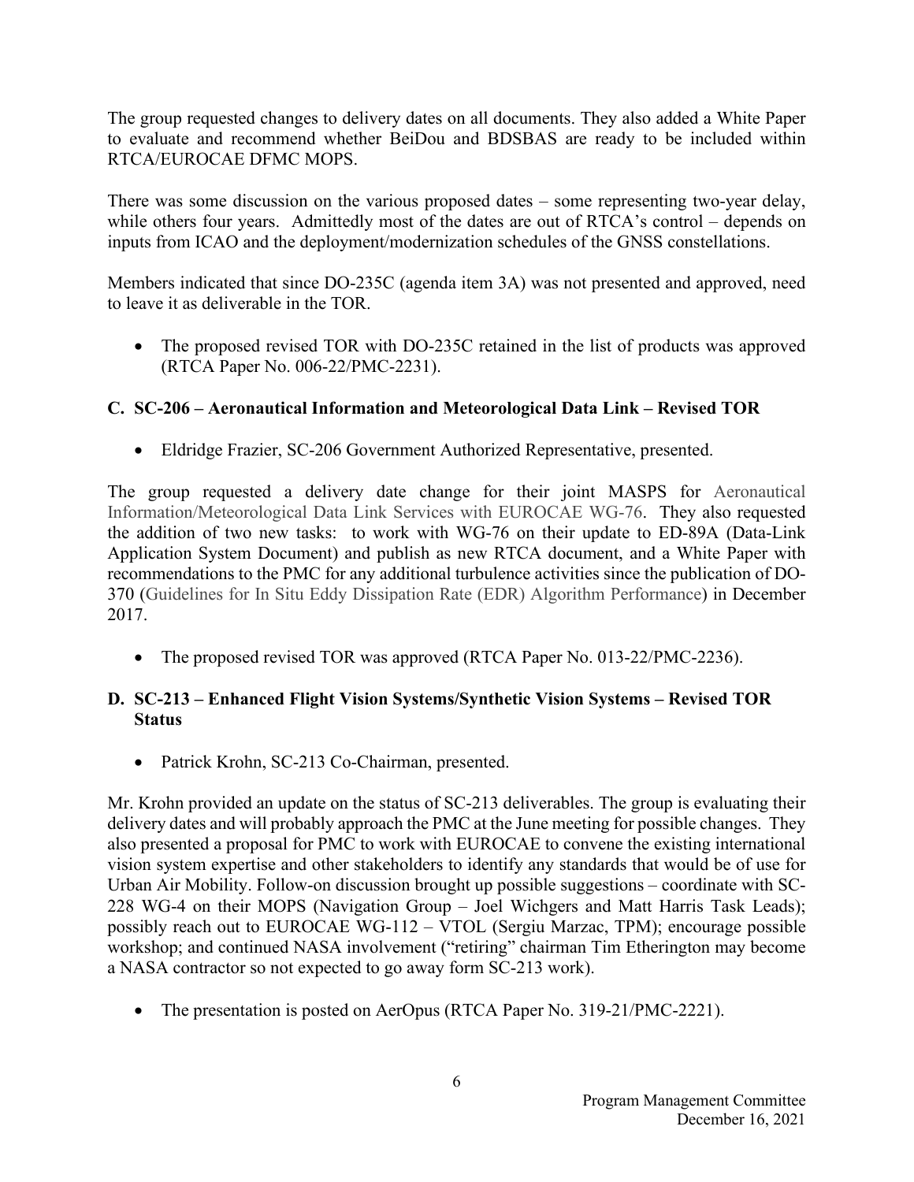The group requested changes to delivery dates on all documents. They also added a White Paper to evaluate and recommend whether BeiDou and BDSBAS are ready to be included within RTCA/EUROCAE DFMC MOPS.

There was some discussion on the various proposed dates – some representing two-year delay, while others four years. Admittedly most of the dates are out of RTCA's control – depends on inputs from ICAO and the deployment/modernization schedules of the GNSS constellations.

Members indicated that since DO-235C (agenda item 3A) was not presented and approved, need to leave it as deliverable in the TOR.

- The proposed revised TOR with DO-235C retained in the list of products was approved (RTCA Paper No. 006-22/PMC-2231).

### C. SC-206 – Aeronautical Information and Meteorological Data Link – Revised TOR

- Eldridge Frazier, SC-206 Government Authorized Representative, presented.

The group requested a delivery date change for their joint MASPS for Aeronautical Information/Meteorological Data Link Services with EUROCAE WG-76. They also requested the addition of two new tasks: to work with WG-76 on their update to ED-89A (Data-Link Application System Document) and publish as new RTCA document, and a White Paper with recommendations to the PMC for any additional turbulence activities since the publication of DO-370 (Guidelines for In Situ Eddy Dissipation Rate (EDR) Algorithm Performance) in December 2017.

- The proposed revised TOR was approved (RTCA Paper No. 013-22/PMC-2236).

### D. SC-213 – Enhanced Flight Vision Systems/Synthetic Vision Systems – Revised TOR Status

- Patrick Krohn, SC-213 Co-Chairman, presented.

Mr. Krohn provided an update on the status of SC-213 deliverables. The group is evaluating their delivery dates and will probably approach the PMC at the June meeting for possible changes. They also presented a proposal for PMC to work with EUROCAE to convene the existing international vision system expertise and other stakeholders to identify any standards that would be of use for Urban Air Mobility. Follow-on discussion brought up possible suggestions – coordinate with SC-228 WG-4 on their MOPS (Navigation Group – Joel Wichgers and Matt Harris Task Leads); possibly reach out to EUROCAE WG-112 – VTOL (Sergiu Marzac, TPM); encourage possible workshop; and continued NASA involvement ("retiring" chairman Tim Etherington may become a NASA contractor so not expected to go away form SC-213 work).

- The presentation is posted on AerOpus (RTCA Paper No. 319-21/PMC-2221).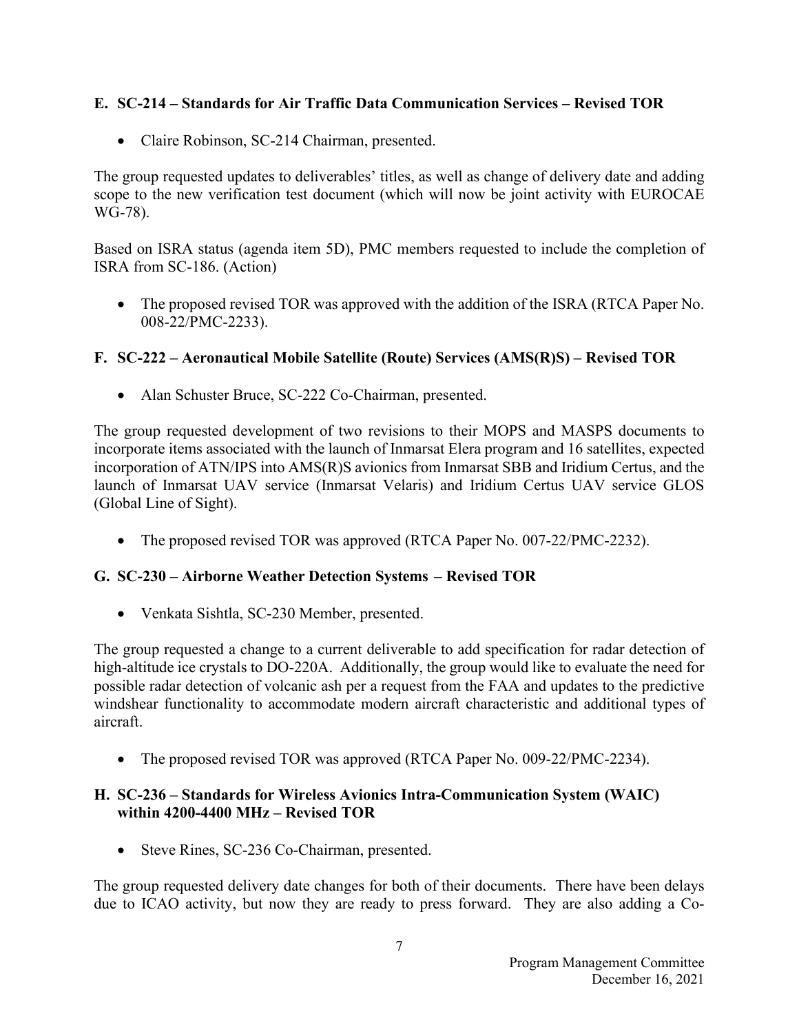### E. SC-214 – Standards for Air Traffic Data Communication Services – Revised TOR

- Claire Robinson, SC-214 Chairman, presented.

The group requested updates to deliverables' titles, as well as change of delivery date and adding scope to the new verification test document (which will now be joint activity with EUROCAE WG-78).

Based on ISRA status (agenda item 5D), PMC members requested to include the completion of ISRA from SC-186. (Action)

- The proposed revised TOR was approved with the addition of the ISRA (RTCA Paper No. 008-22/PMC-2233).

### F. SC-222 – Aeronautical Mobile Satellite (Route) Services (AMS(R)S) – Revised TOR

- Alan Schuster Bruce, SC-222 Co-Chairman, presented.

The group requested development of two revisions to their MOPS and MASPS documents to incorporate items associated with the launch of Inmarsat Elera program and 16 satellites, expected incorporation of ATN/IPS into AMS(R)S avionics from Inmarsat SBB and Iridium Certus, and the launch of Inmarsat UAV service (Inmarsat Velaris) and Iridium Certus UAV service GLOS (Global Line of Sight).

- The proposed revised TOR was approved (RTCA Paper No. 007-22/PMC-2232).

### G. SC-230 – Airborne Weather Detection Systems – Revised TOR

- Venkata Sishtla, SC-230 Member, presented.

The group requested a change to a current deliverable to add specification for radar detection of high-altitude ice crystals to DO-220A. Additionally, the group would like to evaluate the need for possible radar detection of volcanic ash per a request from the FAA and updates to the predictive windshear functionality to accommodate modern aircraft characteristic and additional types of aircraft.

- The proposed revised TOR was approved (RTCA Paper No. 009-22/PMC-2234).

### H. SC-236 – Standards for Wireless Avionics Intra-Communication System (WAIC) within 4200-4400 MHz – Revised TOR

- Steve Rines, SC-236 Co-Chairman, presented.

The group requested delivery date changes for both of their documents. There have been delays due to ICAO activity, but now they are ready to press forward. They are also adding a Co-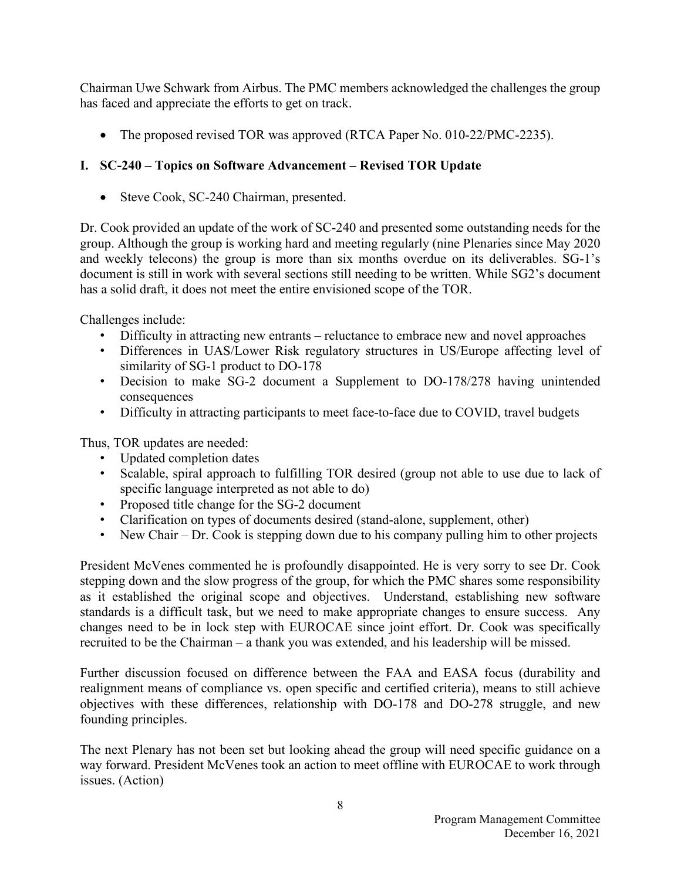Chairman Uwe Schwark from Airbus. The PMC members acknowledged the challenges the group has faced and appreciate the efforts to get on track.

- The proposed revised TOR was approved (RTCA Paper No. 010-22/PMC-2235).

## I. SC-240 – Topics on Software Advancement – Revised TOR Update

- Steve Cook, SC-240 Chairman, presented.

Dr. Cook provided an update of the work of SC-240 and presented some outstanding needs for the group. Although the group is working hard and meeting regularly (nine Plenaries since May 2020 and weekly telecons) the group is more than six months overdue on its deliverables. SG-1's document is still in work with several sections still needing to be written. While SG2's document has a solid draft, it does not meet the entire envisioned scope of the TOR.

Challenges include:

- Difficulty in attracting new entrants – reluctance to embrace new and novel approaches
- Differences in UAS/Lower Risk regulatory structures in US/Europe affecting level of similarity of SG-1 product to DO-178
- Decision to make SG-2 document a Supplement to DO-178/278 having unintended consequences
- Difficulty in attracting participants to meet face-to-face due to COVID, travel budgets

Thus, TOR updates are needed:

- Updated completion dates
- Scalable, spiral approach to fulfilling TOR desired (group not able to use due to lack of specific language interpreted as not able to do)
- Proposed title change for the SG-2 document
- Clarification on types of documents desired (stand-alone, supplement, other)
- New Chair – Dr. Cook is stepping down due to his company pulling him to other projects

President McVenes commented he is profoundly disappointed. He is very sorry to see Dr. Cook stepping down and the slow progress of the group, for which the PMC shares some responsibility as it established the original scope and objectives. Understand, establishing new software standards is a difficult task, but we need to make appropriate changes to ensure success. Any changes need to be in lock step with EUROCAE since joint effort. Dr. Cook was specifically recruited to be the Chairman – a thank you was extended, and his leadership will be missed.

Further discussion focused on difference between the FAA and EASA focus (durability and realignment means of compliance vs. open specific and certified criteria), means to still achieve objectives with these differences, relationship with DO-178 and DO-278 struggle, and new founding principles.

The next Plenary has not been set but looking ahead the group will need specific guidance on a way forward. President McVenes took an action to meet offline with EUROCAE to work through issues. (Action)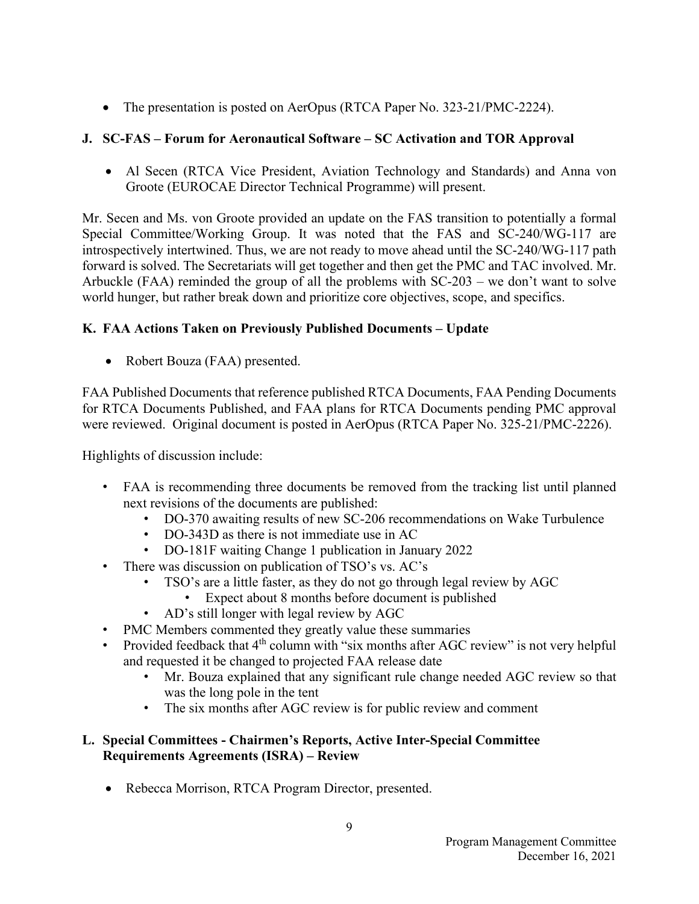- The presentation is posted on AerOpus (RTCA Paper No. 323-21/PMC-2224).

## J. SC-FAS – Forum for Aeronautical Software – SC Activation and TOR Approval

- Al Secen (RTCA Vice President, Aviation Technology and Standards) and Anna von Groote (EUROCAE Director Technical Programme) will present.

Mr. Secen and Ms. von Groote provided an update on the FAS transition to potentially a formal Special Committee/Working Group. It was noted that the FAS and SC-240/WG-117 are introspectively intertwined. Thus, we are not ready to move ahead until the SC-240/WG-117 path forward is solved. The Secretariats will get together and then get the PMC and TAC involved. Mr. Arbuckle (FAA) reminded the group of all the problems with SC-203 – we don't want to solve world hunger, but rather break down and prioritize core objectives, scope, and specifics.

## K. FAA Actions Taken on Previously Published Documents – Update

- Robert Bouza (FAA) presented.

FAA Published Documents that reference published RTCA Documents, FAA Pending Documents for RTCA Documents Published, and FAA plans for RTCA Documents pending PMC approval were reviewed. Original document is posted in AerOpus (RTCA Paper No. 325-21/PMC-2226).

Highlights of discussion include:

- FAA is recommending three documents be removed from the tracking list until planned next revisions of the documents are published:
  - DO-370 awaiting results of new SC-206 recommendations on Wake Turbulence
  - DO-343D as there is not immediate use in AC
  - DO-181F waiting Change 1 publication in January 2022
- There was discussion on publication of TSO's vs. AC's
  - TSO's are a little faster, as they do not go through legal review by AGC
    - Expect about 8 months before document is published
  - AD's still longer with legal review by AGC
- PMC Members commented they greatly value these summaries
- Provided feedback that 4th column with "six months after AGC review" is not very helpful and requested it be changed to projected FAA release date
  - Mr. Bouza explained that any significant rule change needed AGC review so that was the long pole in the tent
  - The six months after AGC review is for public review and comment

## L. Special Committees - Chairmen's Reports, Active Inter-Special Committee Requirements Agreements (ISRA) – Review

- Rebecca Morrison, RTCA Program Director, presented.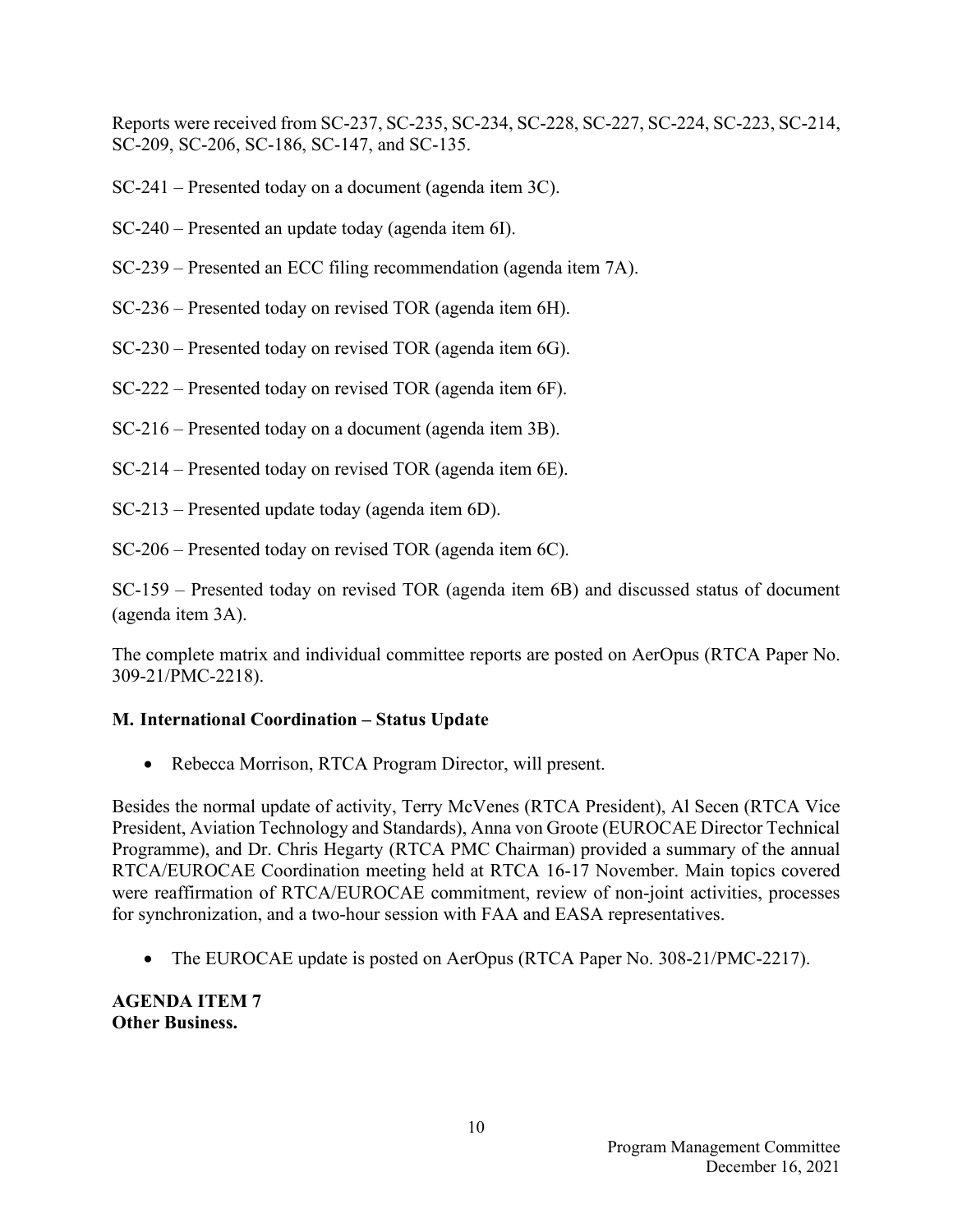Reports were received from SC-237, SC-235, SC-234, SC-228, SC-227, SC-224, SC-223, SC-214, SC-209, SC-206, SC-186, SC-147, and SC-135.

SC-241 – Presented today on a document (agenda item 3C).

SC-240 – Presented an update today (agenda item 6I).

SC-239 – Presented an ECC filing recommendation (agenda item 7A).

SC-236 – Presented today on revised TOR (agenda item 6H).

SC-230 – Presented today on revised TOR (agenda item 6G).

SC-222 – Presented today on revised TOR (agenda item 6F).

SC-216 – Presented today on a document (agenda item 3B).

SC-214 – Presented today on revised TOR (agenda item 6E).

SC-213 – Presented update today (agenda item 6D).

SC-206 – Presented today on revised TOR (agenda item 6C).

SC-159 – Presented today on revised TOR (agenda item 6B) and discussed status of document (agenda item 3A).

The complete matrix and individual committee reports are posted on AerOpus (RTCA Paper No. 309-21/PMC-2218).

**M. International Coordination – Status Update**

- Rebecca Morrison, RTCA Program Director, will present.

Besides the normal update of activity, Terry McVenes (RTCA President), Al Secen (RTCA Vice President, Aviation Technology and Standards), Anna von Groote (EUROCAE Director Technical Programme), and Dr. Chris Hegarty (RTCA PMC Chairman) provided a summary of the annual RTCA/EUROCAE Coordination meeting held at RTCA 16-17 November. Main topics covered were reaffirmation of RTCA/EUROCAE commitment, review of non-joint activities, processes for synchronization, and a two-hour session with FAA and EASA representatives.

- The EUROCAE update is posted on AerOpus (RTCA Paper No. 308-21/PMC-2217).

**AGENDA ITEM 7**
**Other Business.**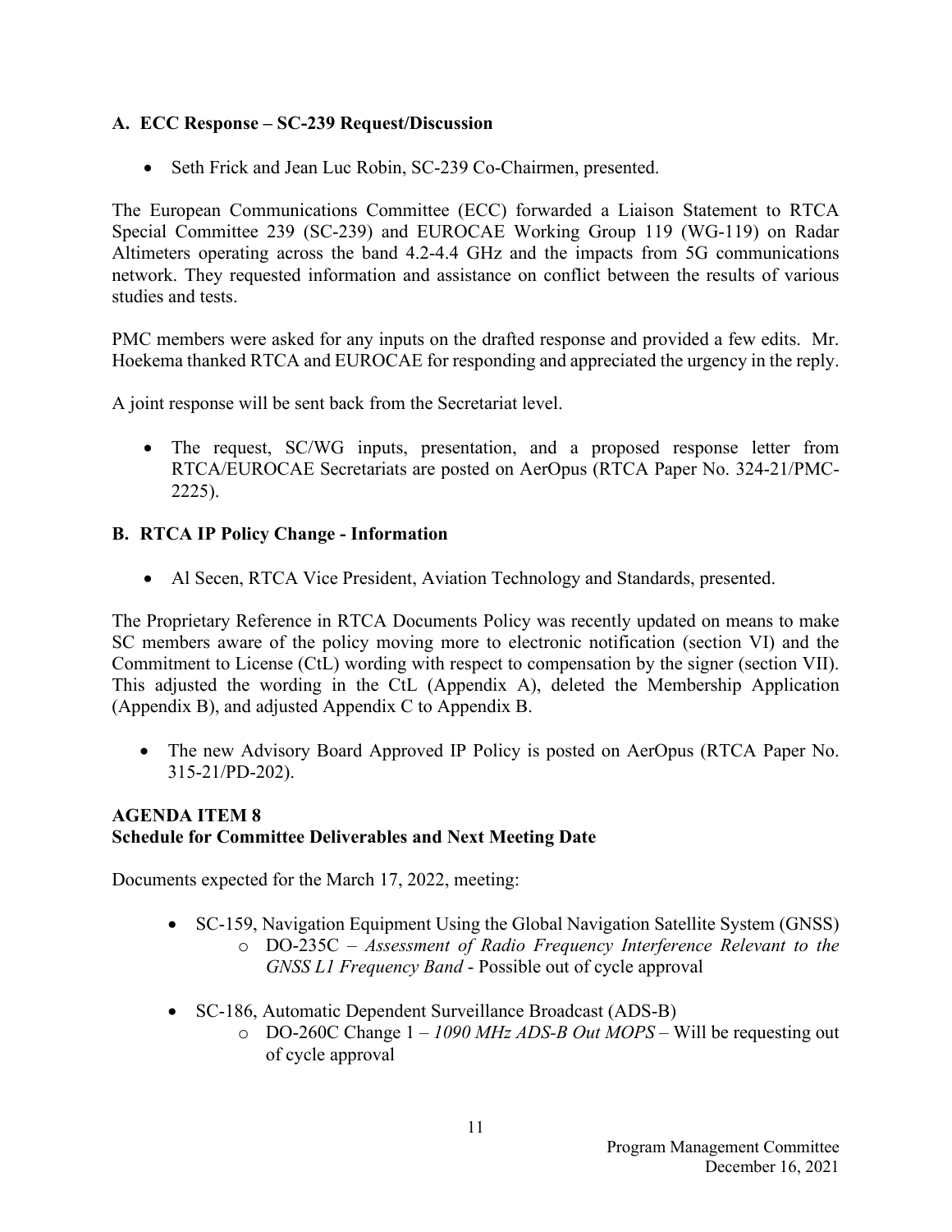### A. ECC Response – SC-239 Request/Discussion

- Seth Frick and Jean Luc Robin, SC-239 Co-Chairmen, presented.

The European Communications Committee (ECC) forwarded a Liaison Statement to RTCA Special Committee 239 (SC-239) and EUROCAE Working Group 119 (WG-119) on Radar Altimeters operating across the band 4.2-4.4 GHz and the impacts from 5G communications network. They requested information and assistance on conflict between the results of various studies and tests.

PMC members were asked for any inputs on the drafted response and provided a few edits. Mr. Hoekema thanked RTCA and EUROCAE for responding and appreciated the urgency in the reply.

A joint response will be sent back from the Secretariat level.

- The request, SC/WG inputs, presentation, and a proposed response letter from RTCA/EUROCAE Secretariats are posted on AerOpus (RTCA Paper No. 324-21/PMC-2225).

### B. RTCA IP Policy Change - Information

- Al Secen, RTCA Vice President, Aviation Technology and Standards, presented.

The Proprietary Reference in RTCA Documents Policy was recently updated on means to make SC members aware of the policy moving more to electronic notification (section VI) and the Commitment to License (CtL) wording with respect to compensation by the signer (section VII). This adjusted the wording in the CtL (Appendix A), deleted the Membership Application (Appendix B), and adjusted Appendix C to Appendix B.

- The new Advisory Board Approved IP Policy is posted on AerOpus (RTCA Paper No. 315-21/PD-202).

## AGENDA ITEM 8
## Schedule for Committee Deliverables and Next Meeting Date

Documents expected for the March 17, 2022, meeting:

- SC-159, Navigation Equipment Using the Global Navigation Satellite System (GNSS)
  - DO-235C – *Assessment of Radio Frequency Interference Relevant to the GNSS L1 Frequency Band* - Possible out of cycle approval

- SC-186, Automatic Dependent Surveillance Broadcast (ADS-B)
  - DO-260C Change 1 – *1090 MHz ADS-B Out MOPS* – Will be requesting out of cycle approval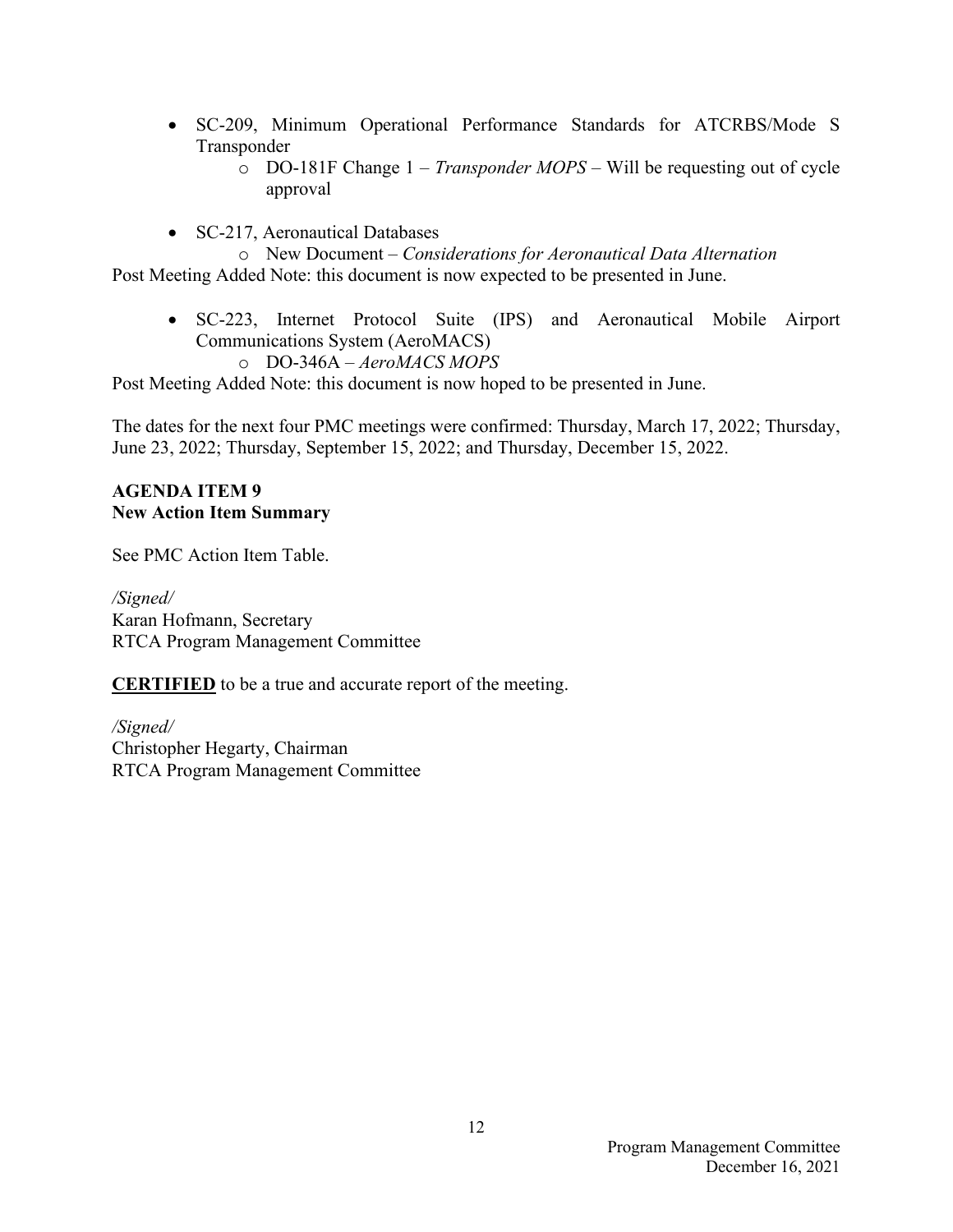- SC-209, Minimum Operational Performance Standards for ATCRBS/Mode S Transponder
  - DO-181F Change 1 – *Transponder MOPS* – Will be requesting out of cycle approval

- SC-217, Aeronautical Databases
  - New Document – *Considerations for Aeronautical Data Alternation*

Post Meeting Added Note: this document is now expected to be presented in June.

- SC-223, Internet Protocol Suite (IPS) and Aeronautical Mobile Airport Communications System (AeroMACS)
  - DO-346A – *AeroMACS MOPS*

Post Meeting Added Note: this document is now hoped to be presented in June.

The dates for the next four PMC meetings were confirmed: Thursday, March 17, 2022; Thursday, June 23, 2022; Thursday, September 15, 2022; and Thursday, December 15, 2022.

**AGENDA ITEM 9**
**New Action Item Summary**

See PMC Action Item Table.

*/Signed/*
Karan Hofmann, Secretary
RTCA Program Management Committee

**CERTIFIED** to be a true and accurate report of the meeting.

*/Signed/*
Christopher Hegarty, Chairman
RTCA Program Management Committee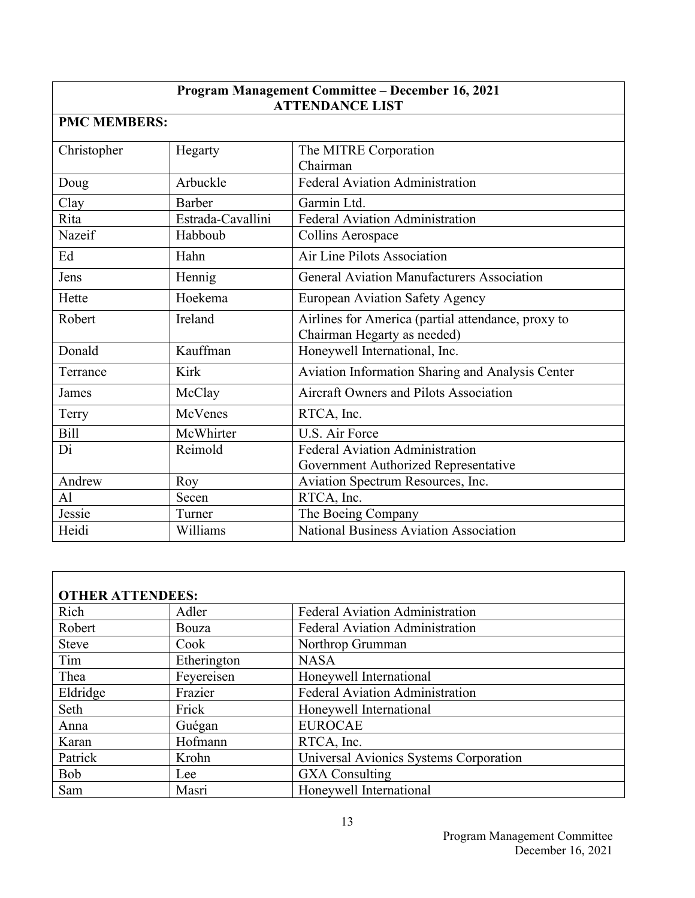**Program Management Committee – December 16, 2021**
**ATTENDANCE LIST**

**PMC MEMBERS:**

| | | |
|---|---|---|
| Christopher | Hegarty | The MITRE Corporation<br>Chairman |
| Doug | Arbuckle | Federal Aviation Administration |
| Clay | Barber | Garmin Ltd. |
| Rita | Estrada-Cavallini | Federal Aviation Administration |
| Nazeif | Habboub | Collins Aerospace |
| Ed | Hahn | Air Line Pilots Association |
| Jens | Hennig | General Aviation Manufacturers Association |
| Hette | Hoekema | European Aviation Safety Agency |
| Robert | Ireland | Airlines for America (partial attendance, proxy to Chairman Hegarty as needed) |
| Donald | Kauffman | Honeywell International, Inc. |
| Terrance | Kirk | Aviation Information Sharing and Analysis Center |
| James | McClay | Aircraft Owners and Pilots Association |
| Terry | McVenes | RTCA, Inc. |
| Bill | McWhirter | U.S. Air Force |
| Di | Reimold | Federal Aviation Administration<br>Government Authorized Representative |
| Andrew | Roy | Aviation Spectrum Resources, Inc. |
| Al | Secen | RTCA, Inc. |
| Jessie | Turner | The Boeing Company |
| Heidi | Williams | National Business Aviation Association |

**OTHER ATTENDEES:**

| | | |
|---|---|---|
| Rich | Adler | Federal Aviation Administration |
| Robert | Bouza | Federal Aviation Administration |
| Steve | Cook | Northrop Grumman |
| Tim | Etherington | NASA |
| Thea | Feyereisen | Honeywell International |
| Eldridge | Frazier | Federal Aviation Administration |
| Seth | Frick | Honeywell International |
| Anna | Guégan | EUROCAE |
| Karan | Hofmann | RTCA, Inc. |
| Patrick | Krohn | Universal Avionics Systems Corporation |
| Bob | Lee | GXA Consulting |
| Sam | Masri | Honeywell International |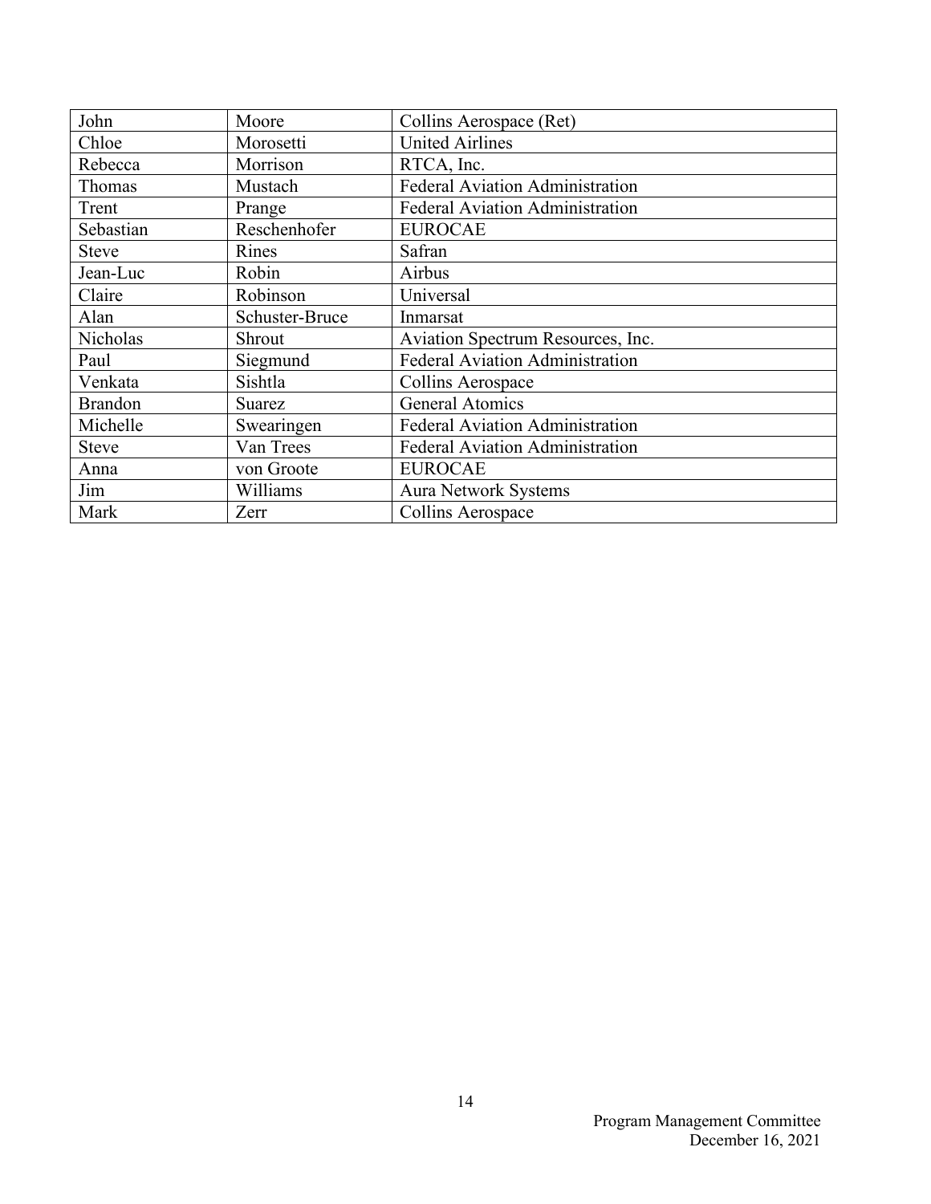| John | Moore | Collins Aerospace (Ret) |
|---|---|---|
| Chloe | Morosetti | United Airlines |
| Rebecca | Morrison | RTCA, Inc. |
| Thomas | Mustach | Federal Aviation Administration |
| Trent | Prange | Federal Aviation Administration |
| Sebastian | Reschenhofer | EUROCAE |
| Steve | Rines | Safran |
| Jean-Luc | Robin | Airbus |
| Claire | Robinson | Universal |
| Alan | Schuster-Bruce | Inmarsat |
| Nicholas | Shrout | Aviation Spectrum Resources, Inc. |
| Paul | Siegmund | Federal Aviation Administration |
| Venkata | Sishtla | Collins Aerospace |
| Brandon | Suarez | General Atomics |
| Michelle | Swearingen | Federal Aviation Administration |
| Steve | Van Trees | Federal Aviation Administration |
| Anna | von Groote | EUROCAE |
| Jim | Williams | Aura Network Systems |
| Mark | Zerr | Collins Aerospace |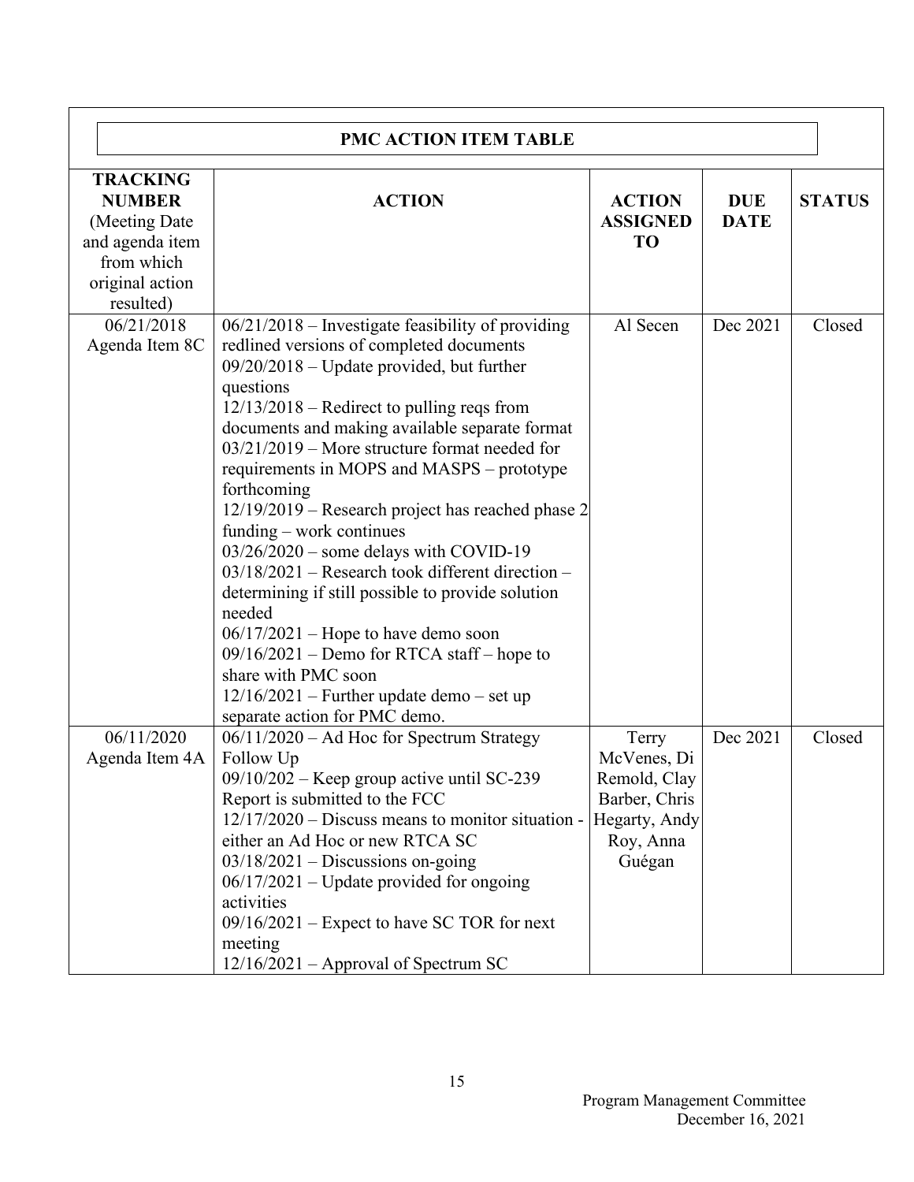**PMC ACTION ITEM TABLE**

| TRACKING NUMBER (Meeting Date and agenda item from which original action resulted) | ACTION | ACTION ASSIGNED TO | DUE DATE | STATUS |
|---|---|---|---|---|
| 06/21/2018 Agenda Item 8C | 06/21/2018 – Investigate feasibility of providing redlined versions of completed documents<br>09/20/2018 – Update provided, but further questions<br>12/13/2018 – Redirect to pulling reqs from documents and making available separate format<br>03/21/2019 – More structure format needed for requirements in MOPS and MASPS – prototype forthcoming<br>12/19/2019 – Research project has reached phase 2 funding – work continues<br>03/26/2020 – some delays with COVID-19<br>03/18/2021 – Research took different direction – determining if still possible to provide solution needed<br>06/17/2021 – Hope to have demo soon<br>09/16/2021 – Demo for RTCA staff – hope to share with PMC soon<br>12/16/2021 – Further update demo – set up separate action for PMC demo. | Al Secen | Dec 2021 | Closed |
| 06/11/2020 Agenda Item 4A | 06/11/2020 – Ad Hoc for Spectrum Strategy Follow Up<br>09/10/202 – Keep group active until SC-239 Report is submitted to the FCC<br>12/17/2020 – Discuss means to monitor situation - either an Ad Hoc or new RTCA SC<br>03/18/2021 – Discussions on-going<br>06/17/2021 – Update provided for ongoing activities<br>09/16/2021 – Expect to have SC TOR for next meeting<br>12/16/2021 – Approval of Spectrum SC | Terry McVenes, Di Remold, Clay Barber, Chris Hegarty, Andy Roy, Anna Guégan | Dec 2021 | Closed |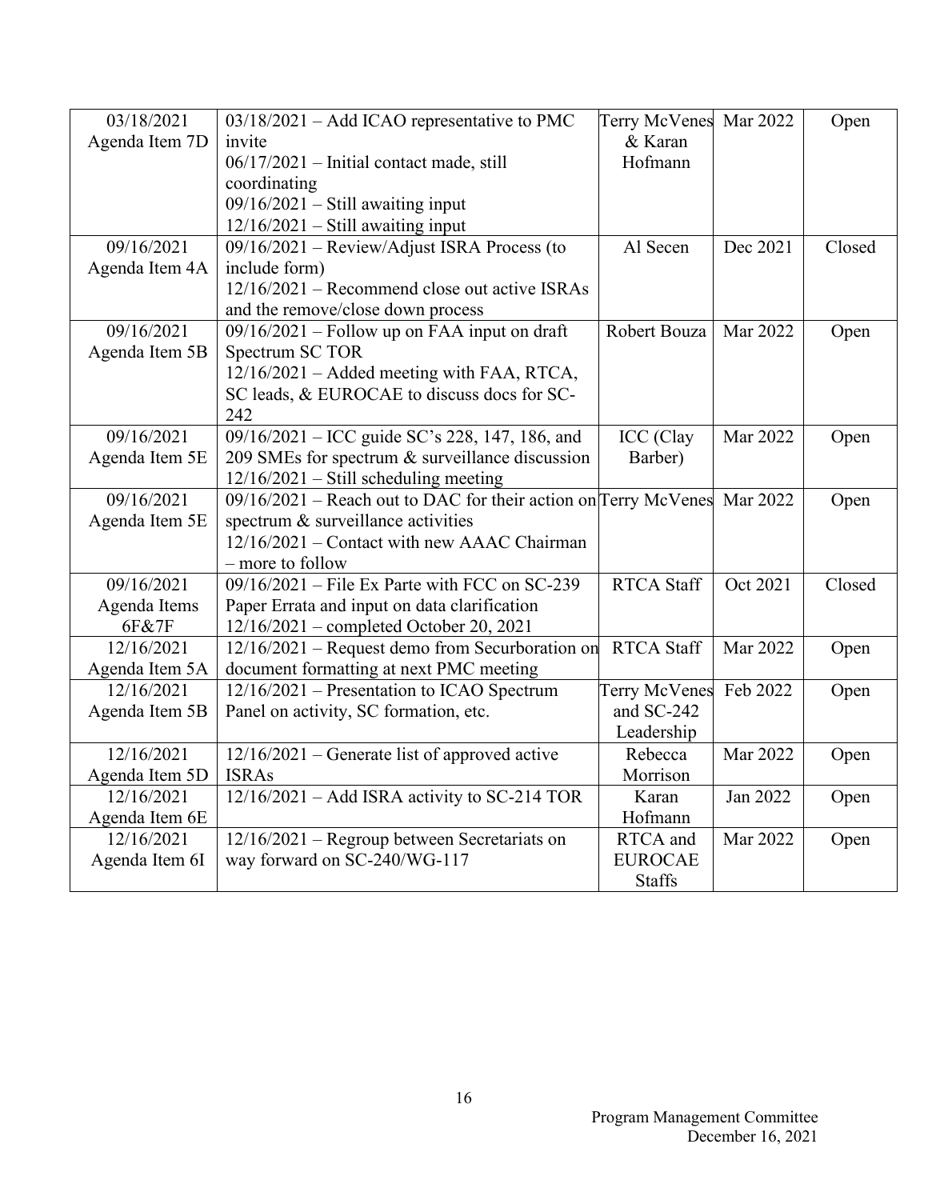| | | | | |
|---|---|---|---|---|
| 03/18/2021 Agenda Item 7D | 03/18/2021 – Add ICAO representative to PMC invite<br>06/17/2021 – Initial contact made, still coordinating<br>09/16/2021 – Still awaiting input<br>12/16/2021 – Still awaiting input | Terry McVenes & Karan Hofmann | Mar 2022 | Open |
| 09/16/2021 Agenda Item 4A | 09/16/2021 – Review/Adjust ISRA Process (to include form)<br>12/16/2021 – Recommend close out active ISRAs and the remove/close down process | Al Secen | Dec 2021 | Closed |
| 09/16/2021 Agenda Item 5B | 09/16/2021 – Follow up on FAA input on draft Spectrum SC TOR<br>12/16/2021 – Added meeting with FAA, RTCA, SC leads, & EUROCAE to discuss docs for SC-242 | Robert Bouza | Mar 2022 | Open |
| 09/16/2021 Agenda Item 5E | 09/16/2021 – ICC guide SC's 228, 147, 186, and 209 SMEs for spectrum & surveillance discussion<br>12/16/2021 – Still scheduling meeting | ICC (Clay Barber) | Mar 2022 | Open |
| 09/16/2021 Agenda Item 5E | 09/16/2021 – Reach out to DAC for their action on spectrum & surveillance activities<br>12/16/2021 – Contact with new AAAC Chairman – more to follow | Terry McVenes | Mar 2022 | Open |
| 09/16/2021 Agenda Items 6F&7F | 09/16/2021 – File Ex Parte with FCC on SC-239 Paper Errata and input on data clarification<br>12/16/2021 – completed October 20, 2021 | RTCA Staff | Oct 2021 | Closed |
| 12/16/2021 Agenda Item 5A | 12/16/2021 – Request demo from Securboration on document formatting at next PMC meeting | RTCA Staff | Mar 2022 | Open |
| 12/16/2021 Agenda Item 5B | 12/16/2021 – Presentation to ICAO Spectrum Panel on activity, SC formation, etc. | Terry McVenes and SC-242 Leadership | Feb 2022 | Open |
| 12/16/2021 Agenda Item 5D | 12/16/2021 – Generate list of approved active ISRAs | Rebecca Morrison | Mar 2022 | Open |
| 12/16/2021 Agenda Item 6E | 12/16/2021 – Add ISRA activity to SC-214 TOR | Karan Hofmann | Jan 2022 | Open |
| 12/16/2021 Agenda Item 6I | 12/16/2021 – Regroup between Secretariats on way forward on SC-240/WG-117 | RTCA and EUROCAE Staffs | Mar 2022 | Open |